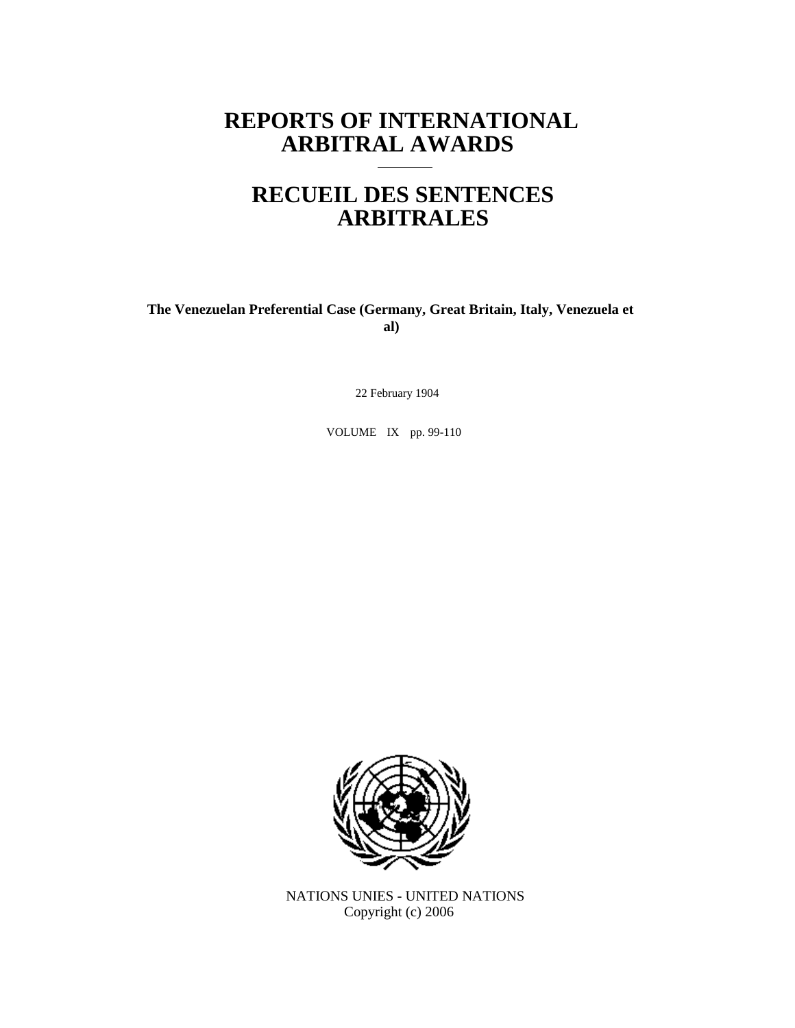# REPORTS OF INTERNATIONAL ARBITRAL AWARDS

# RECUEIL DES SENTENCES ARBITRALES

**The Venezuelan Preferential Case (Germany, Great Britain, Italy, Venezuela et al)**

22 February 1904

VOLUME IX pp. 99-110

NATIONS UNIES - UNITED NATIONS
Copyright (c) 2006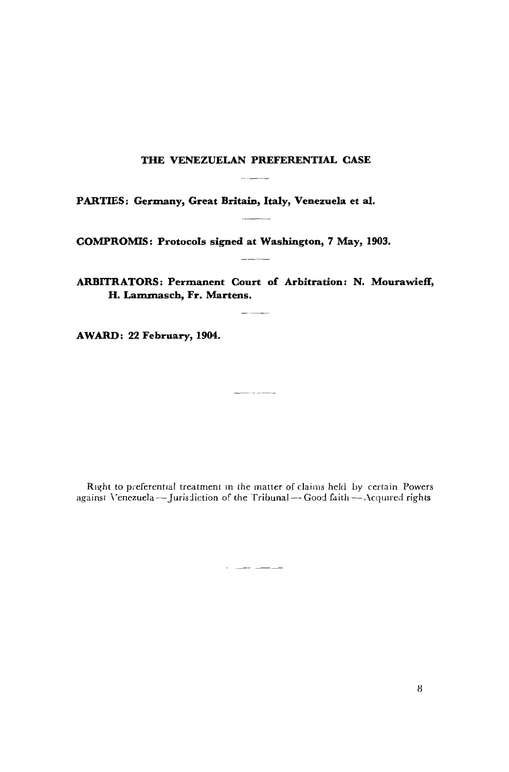# THE VENEZUELAN PREFERENTIAL CASE

**PARTIES: Germany, Great Britain, Italy, Venezuela et al.**

**COMPROMIS: Protocols signed at Washington, 7 May, 1903.**

**ARBITRATORS: Permanent Court of Arbitration: N. Mourawieff, H. Lammasch, Fr. Martens.**

**AWARD: 22 February, 1904.**

Right to preferential treatment in the matter of claims held by certain Powers against Venezuela — Jurisdiction of the Tribunal — Good faith — Acquired rights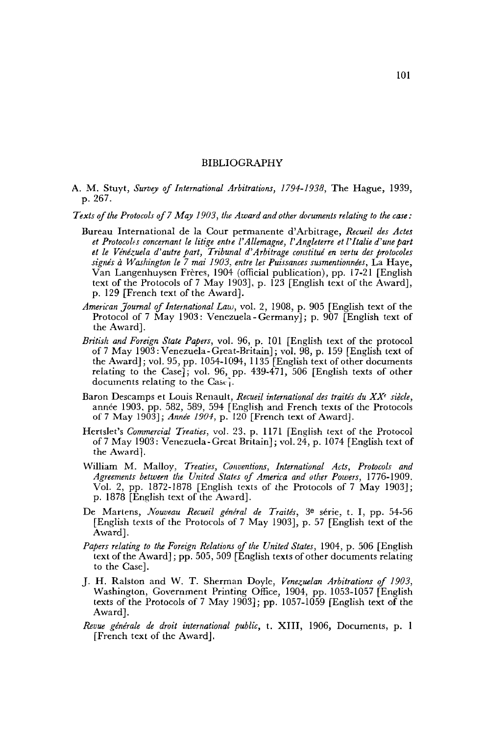## BIBLIOGRAPHY

A. M. Stuyt, *Survey of International Arbitrations, 1794-1938*, The Hague, 1939, p. 267.

*Texts of the Protocols of 7 May 1903, the Award and other documents relating to the case:*

- Bureau International de la Cour permanente d'Arbitrage, *Recueil des Actes et Protocoles concernant le litige entre l'Allemagne, l'Angleterre et l'Italie d'une part et le Vénézuela d'autre part, Tribunal d'Arbitrage constitué en vertu des protocoles signés à Washington le 7 mai 1903, entre les Puissances susmentionnées*, La Haye, Van Langenhuysen Frères, 1904 (official publication), pp. 17-21 [English text of the Protocols of 7 May 1903], p. 123 [English text of the Award], p. 129 [French text of the Award].
- *American Journal of International Law*, vol. 2, 1908, p. 905 [English text of the Protocol of 7 May 1903: Venezuela-Germany]; p. 907 [English text of the Award].
- *British and Foreign State Papers*, vol. 96, p. 101 [English text of the protocol of 7 May 1903: Venezuela-Great-Britain]; vol. 98, p. 159 [English text of the Award]; vol. 95, pp. 1054-1094, 1135 [English text of other documents relating to the Case]; vol. 96, pp. 439-471, 506 [English texts of other documents relating to the Case].
- Baron Descamps et Louis Renault, *Recueil international des traités du XX^e siècle*, année 1903, pp. 582, 589, 594 [English and French texts of the Protocols of 7 May 1903]; *Année 1904*, p. 120 [French text of Award].
- Hertslet's *Commercial Treaties*, vol. 23, p. 1171 [English text of the Protocol of 7 May 1903: Venezuela-Great Britain]; vol. 24, p. 1074 [English text of the Award].
- William M. Malloy, *Treaties, Conventions, International Acts, Protocols and Agreements between the United States of America and other Powers*, 1776-1909. Vol. 2, pp. 1872-1878 [English texts of the Protocols of 7 May 1903]; p. 1878 [English text of the Award].
- De Martens, *Nouveau Recueil général de Traités*, 3e série, t. I, pp. 54-56 [English texts of the Protocols of 7 May 1903], p. 57 [English text of the Award].
- *Papers relating to the Foreign Relations of the United States*, 1904, p. 506 [English text of the Award]; pp. 505, 509 [English texts of other documents relating to the Case].
- J. H. Ralston and W. T. Sherman Doyle, *Venezuelan Arbitrations of 1903*, Washington, Government Printing Office, 1904, pp. 1053-1057 [English texts of the Protocols of 7 May 1903]; pp. 1057-1059 [English text of the Award].
- *Revue générale de droit international public*, t. XIII, 1906, Documents, p. 1 [French text of the Award].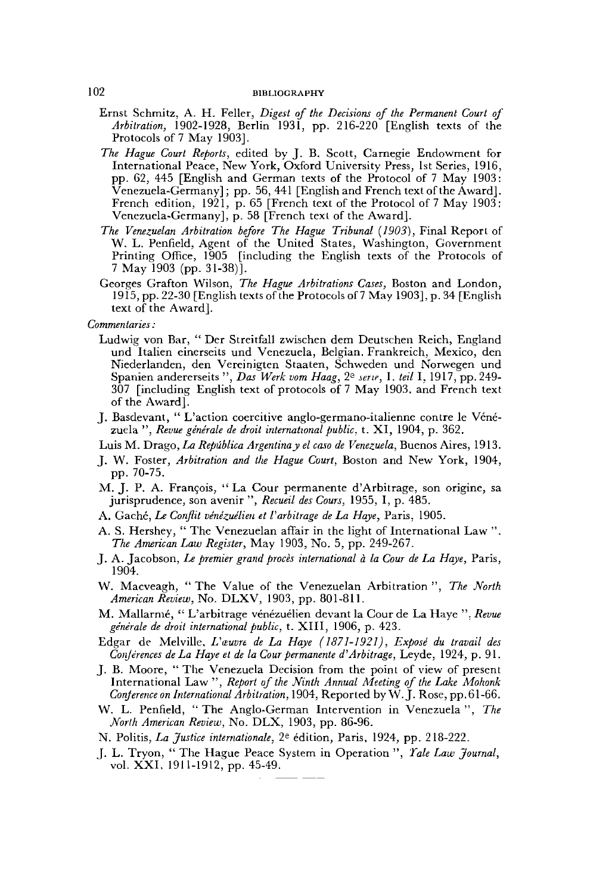Ernst Schmitz, A. H. Feller, *Digest of the Decisions of the Permanent Court of Arbitration,* 1902-1928, Berlin 1931, pp. 216-220 [English texts of the Protocols of 7 May 1903].

*The Hague Court Reports,* edited by J. B. Scott, Carnegie Endowment for International Peace, New York, Oxford University Press, 1st Series, 1916, pp. 62, 445 [English and German texts of the Protocol of 7 May 1903: Venezuela-Germany]; pp. 56, 441 [English and French text of the Award]. French edition, 1921, p. 65 [French text of the Protocol of 7 May 1903: Venezuela-Germany], p. 58 [French text of the Award].

*The Venezuelan Arbitration before The Hague Tribunal (1903),* Final Report of W. L. Penfield, Agent of the United States, Washington, Government Printing Office, 1905 [including the English texts of the Protocols of 7 May 1903 (pp. 31-38)].

Georges Grafton Wilson, *The Hague Arbitrations Cases,* Boston and London, 1915, pp. 22-30 [English texts of the Protocols of 7 May 1903], p. 34 [English text of the Award].

*Commentaries:*

Ludwig von Bar, " Der Streitfall zwischen dem Deutschen Reich, England und Italien einerseits und Venezuela, Belgian, Frankreich, Mexico, den Niederlanden, den Vereinigten Staaten, Schweden und Norwegen und Spanien andererseits ", *Das Werk vom Haag,* 2e *serie,* I. *teil* I, 1917, pp. 249-307 [including English text of protocols of 7 May 1903, and French text of the Award].

J. Basdevant, " L'action coercitive anglo-germano-italienne contre le Vénézuela ", *Revue générale de droit international public,* t. XI, 1904, p. 362.

Luis M. Drago, *La República Argentina y el caso de Venezuela,* Buenos Aires, 1913.

J. W. Foster, *Arbitration and the Hague Court,* Boston and New York, 1904, pp. 70-75.

M. J. P. A. François, " La Cour permanente d'Arbitrage, son origine, sa jurisprudence, son avenir ", *Recueil des Cours,* 1955, I, p. 485.

A. Gaché, *Le Conflit vénézuélien et l'arbitrage de La Haye,* Paris, 1905.

A. S. Hershey, " The Venezuelan affair in the light of International Law ". *The American Law Register,* May 1903, No. 5, pp. 249-267.

J. A. Jacobson, *Le premier grand procès international à la Cour de La Haye,* Paris, 1904.

W. Macveagh, " The Value of the Venezuelan Arbitration ", *The North American Review,* No. DLXV, 1903, pp. 801-811.

M. Mallarmé, " L'arbitrage vénézuélien devant la Cour de La Haye ", *Revue générale de droit international public,* t. XIII, 1906, p. 423.

Edgar de Melville, *L'œuvre de La Haye (1871-1921), Exposé du travail des Conférences de La Haye et de la Cour permanente d'Arbitrage,* Leyde, 1924, p. 91.

J. B. Moore, " The Venezuela Decision from the point of view of present International Law ", *Report of the Ninth Annual Meeting of the Lake Mohonk Conference on International Arbitration,* 1904, Reported by W. J. Rose, pp. 61-66.

W. L. Penfield, " The Anglo-German Intervention in Venezuela ", *The North American Review,* No. DLX, 1903, pp. 86-96.

N. Politis, *La Justice internationale,* 2e édition, Paris, 1924, pp. 218-222.

J. L. Tryon, " The Hague Peace System in Operation ", *Yale Law Journal,* vol. XXI, 1911-1912, pp. 45-49.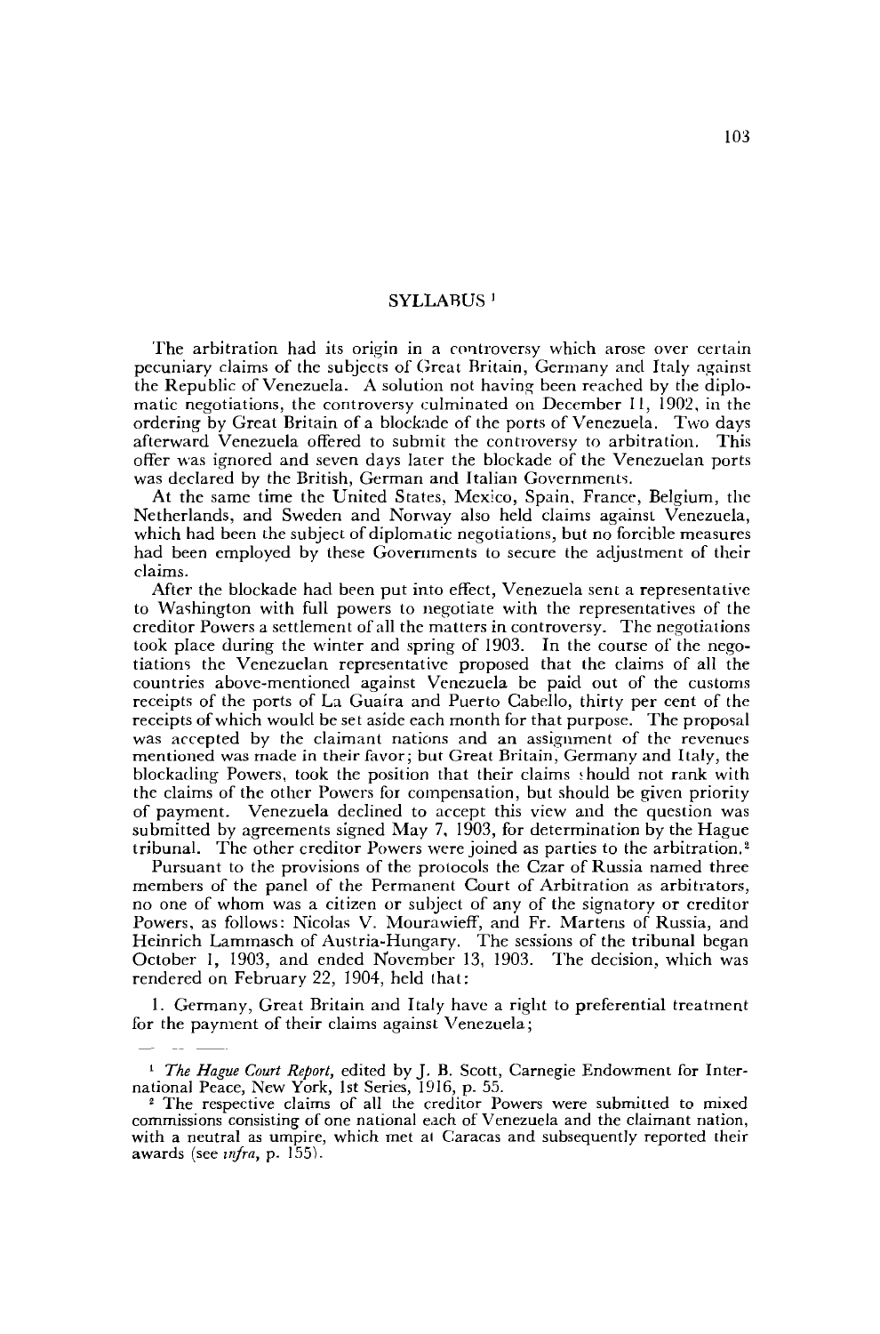# SYLLABUS [1]

The arbitration had its origin in a controversy which arose over certain pecuniary claims of the subjects of Great Britain, Germany and Italy against the Republic of Venezuela. A solution not having been reached by the diplomatic negotiations, the controversy culminated on December 11, 1902, in the ordering by Great Britain of a blockade of the ports of Venezuela. Two days afterward Venezuela offered to submit the controversy to arbitration. This offer was ignored and seven days later the blockade of the Venezuelan ports was declared by the British, German and Italian Governments.

At the same time the United States, Mexico, Spain, France, Belgium, the Netherlands, and Sweden and Norway also held claims against Venezuela, which had been the subject of diplomatic negotiations, but no forcible measures had been employed by these Governments to secure the adjustment of their claims.

After the blockade had been put into effect, Venezuela sent a representative to Washington with full powers to negotiate with the representatives of the creditor Powers a settlement of all the matters in controversy. The negotiations took place during the winter and spring of 1903. In the course of the negotiations the Venezuelan representative proposed that the claims of all the countries above-mentioned against Venezuela be paid out of the customs receipts of the ports of La Guaíra and Puerto Cabello, thirty per cent of the receipts of which would be set aside each month for that purpose. The proposal was accepted by the claimant nations and an assignment of the revenues mentioned was made in their favor; but Great Britain, Germany and Italy, the blockading Powers, took the position that their claims should not rank with the claims of the other Powers for compensation, but should be given priority of payment. Venezuela declined to accept this view and the question was submitted by agreements signed May 7, 1903, for determination by the Hague tribunal. The other creditor Powers were joined as parties to the arbitration.[2]

Pursuant to the provisions of the protocols the Czar of Russia named three members of the panel of the Permanent Court of Arbitration as arbitrators, no one of whom was a citizen or subject of any of the signatory or creditor Powers, as follows: Nicolas V. Mourawieff, and Fr. Martens of Russia, and Heinrich Lammasch of Austria-Hungary. The sessions of the tribunal began October 1, 1903, and ended November 13, 1903. The decision, which was rendered on February 22, 1904, held that:

1. Germany, Great Britain and Italy have a right to preferential treatment for the payment of their claims against Venezuela;

---

[1] *The Hague Court Report,* edited by J. B. Scott, Carnegie Endowment for International Peace, New York, 1st Series, 1916, p. 55.

[2] The respective claims of all the creditor Powers were submitted to mixed commissions consisting of one national each of Venezuela and the claimant nation, with a neutral as umpire, which met at Caracas and subsequently reported their awards (see *infra*, p. 155).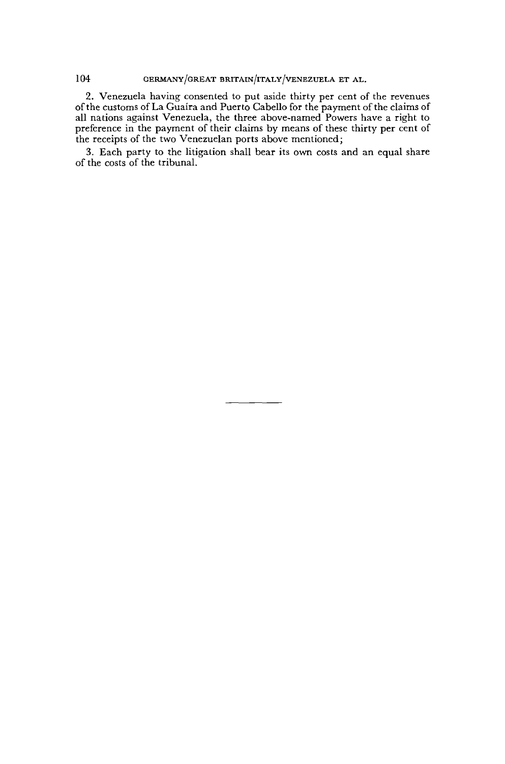2. Venezuela having consented to put aside thirty per cent of the revenues of the customs of La Guaíra and Puerto Cabello for the payment of the claims of all nations against Venezuela, the three above-named Powers have a right to preference in the payment of their claims by means of these thirty per cent of the receipts of the two Venezuelan ports above mentioned;

3. Each party to the litigation shall bear its own costs and an equal share of the costs of the tribunal.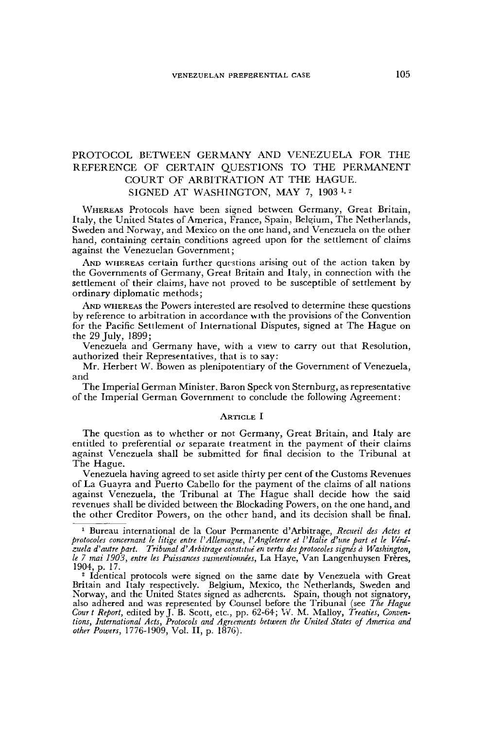# PROTOCOL BETWEEN GERMANY AND VENEZUELA FOR THE REFERENCE OF CERTAIN QUESTIONS TO THE PERMANENT COURT OF ARBITRATION AT THE HAGUE. SIGNED AT WASHINGTON, MAY 7, 1903 [1, 2]

WHEREAS Protocols have been signed between Germany, Great Britain, Italy, the United States of America, France, Spain, Belgium, The Netherlands, Sweden and Norway, and Mexico on the one hand, and Venezuela on the other hand, containing certain conditions agreed upon for the settlement of claims against the Venezuelan Government;

AND WHEREAS certain further questions arising out of the action taken by the Governments of Germany, Great Britain and Italy, in connection with the settlement of their claims, have not proved to be susceptible of settlement by ordinary diplomatic methods;

AND WHEREAS the Powers interested are resolved to determine these questions by reference to arbitration in accordance with the provisions of the Convention for the Pacific Settlement of International Disputes, signed at The Hague on the 29 July, 1899;

Venezuela and Germany have, with a view to carry out that Resolution, authorized their Representatives, that is to say:

Mr. Herbert W. Bowen as plenipotentiary of the Government of Venezuela, and

The Imperial German Minister. Baron Speck von Sternburg, as representative of the Imperial German Government to conclude the following Agreement:

## ARTICLE I

The question as to whether or not Germany, Great Britain, and Italy are entitled to preferential or separate treatment in the payment of their claims against Venezuela shall be submitted for final decision to the Tribunal at The Hague.

Venezuela having agreed to set aside thirty per cent of the Customs Revenues of La Guayra and Puerto Cabello for the payment of the claims of all nations against Venezuela, the Tribunal at The Hague shall decide how the said revenues shall be divided between the Blockading Powers, on the one hand, and the other Creditor Powers, on the other hand, and its decision shall be final.

---

[1] Bureau international de la Cour Permanente d'Arbitrage, *Recueil des Actes et protocoles concernant le litige entre l'Allemagne, l'Angleterre et l'Italie d'une part et le Vénézuela d'autre part. Tribunal d'Arbitrage constitué en vertu des protocoles signés à Washington, le 7 mai 1903, entre les Puissances susmentionnées*, La Haye, Van Langenhuysen Frères, 1904, p. 17.

[2] Identical protocols were signed on the same date by Venezuela with Great Britain and Italy respectively. Belgium, Mexico, the Netherlands, Sweden and Norway, and the United States signed as adherents. Spain, though not signatory, also adhered and was represented by Counsel before the Tribunal (see *The Hague Court Report*, edited by J. B. Scott, etc., pp. 62-64; W. M. Malloy, *Treaties, Conventions, International Acts, Protocols and Agreements between the United States of America and other Powers*, 1776-1909, Vol. II, p. 1876).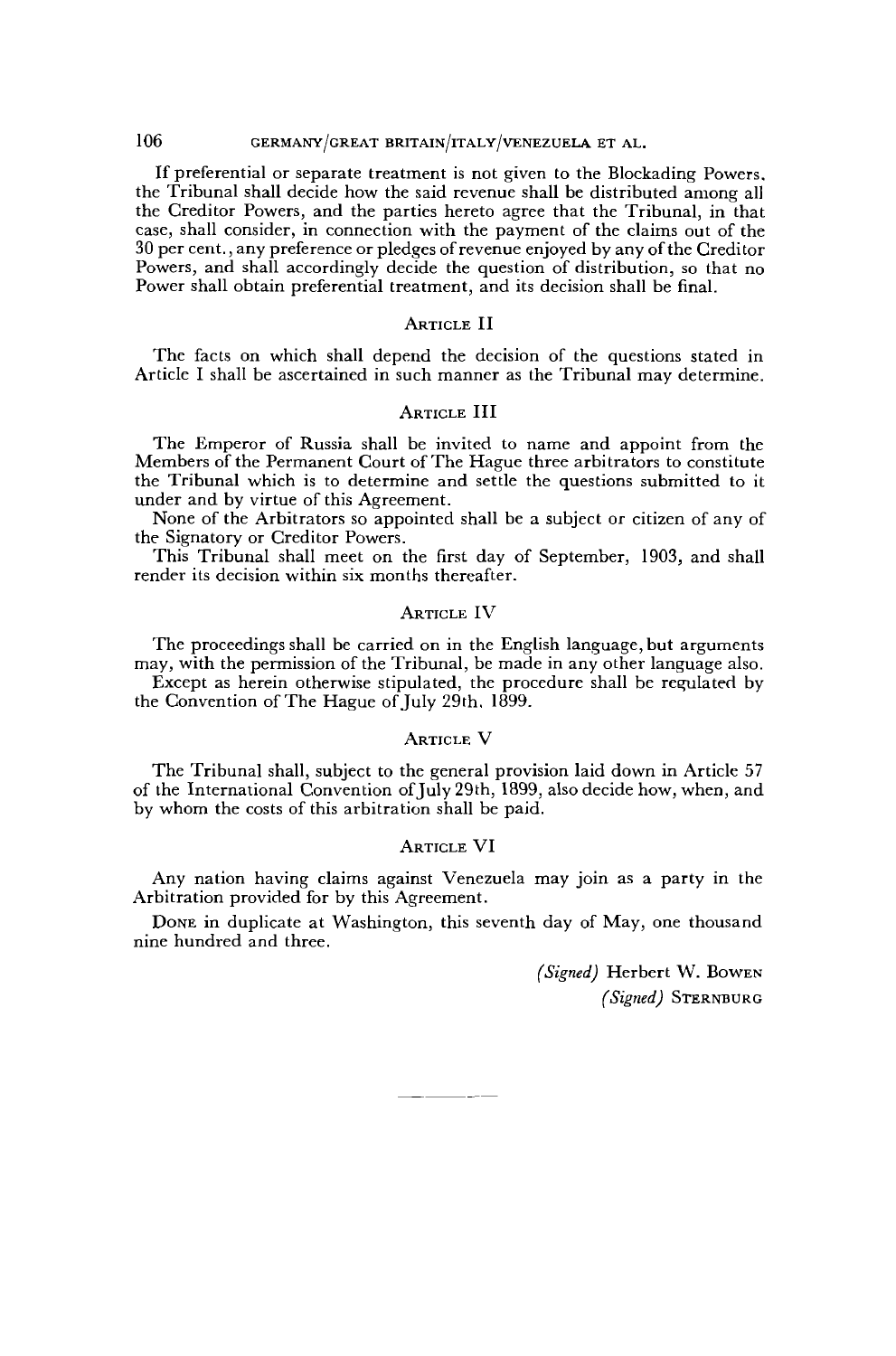If preferential or separate treatment is not given to the Blockading Powers, the Tribunal shall decide how the said revenue shall be distributed among all the Creditor Powers, and the parties hereto agree that the Tribunal, in that case, shall consider, in connection with the payment of the claims out of the 30 per cent., any preference or pledges of revenue enjoyed by any of the Creditor Powers, and shall accordingly decide the question of distribution, so that no Power shall obtain preferential treatment, and its decision shall be final.

### Article II

The facts on which shall depend the decision of the questions stated in Article I shall be ascertained in such manner as the Tribunal may determine.

### Article III

The Emperor of Russia shall be invited to name and appoint from the Members of the Permanent Court of The Hague three arbitrators to constitute the Tribunal which is to determine and settle the questions submitted to it under and by virtue of this Agreement.

None of the Arbitrators so appointed shall be a subject or citizen of any of the Signatory or Creditor Powers.

This Tribunal shall meet on the first day of September, 1903, and shall render its decision within six months thereafter.

### Article IV

The proceedings shall be carried on in the English language, but arguments may, with the permission of the Tribunal, be made in any other language also.

Except as herein otherwise stipulated, the procedure shall be regulated by the Convention of The Hague of July 29th, 1899.

### Article V

The Tribunal shall, subject to the general provision laid down in Article 57 of the International Convention of July 29th, 1899, also decide how, when, and by whom the costs of this arbitration shall be paid.

### Article VI

Any nation having claims against Venezuela may join as a party in the Arbitration provided for by this Agreement.

Done in duplicate at Washington, this seventh day of May, one thousand nine hundred and three.

*(Signed)* Herbert W. Bowen

*(Signed)* Sternburg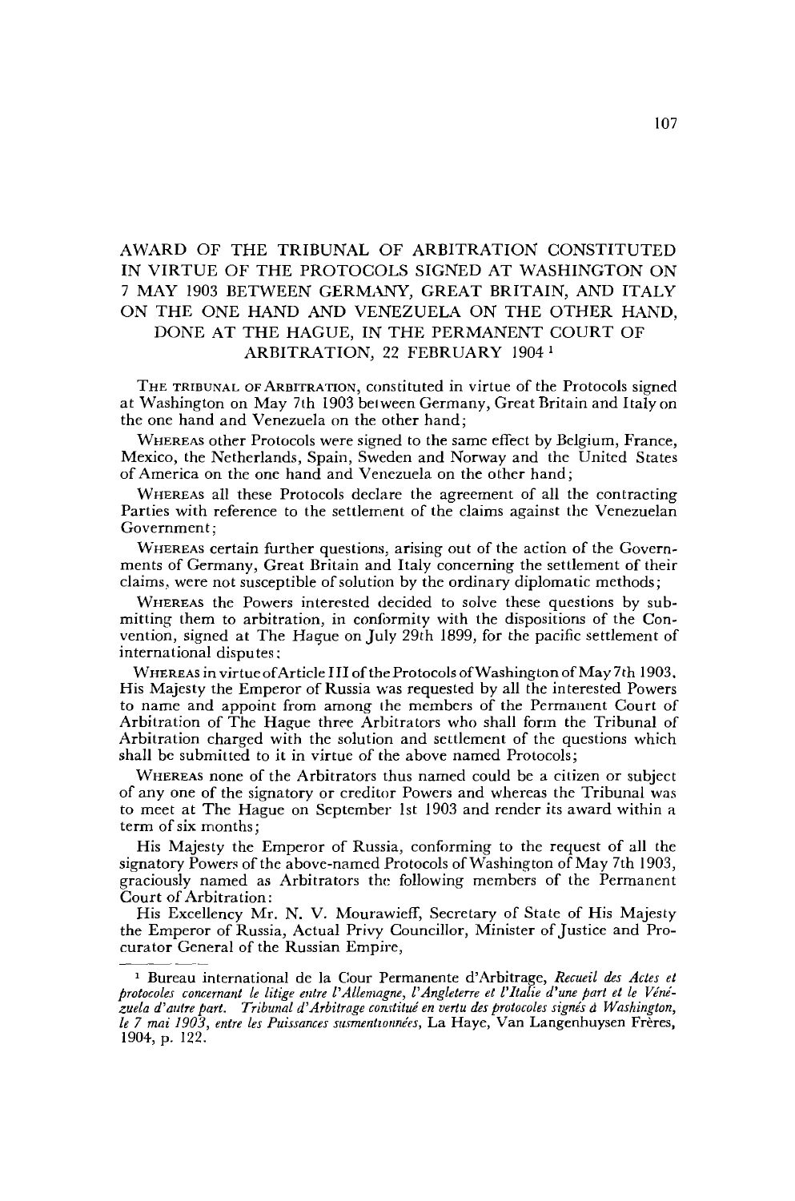# AWARD OF THE TRIBUNAL OF ARBITRATION CONSTITUTED IN VIRTUE OF THE PROTOCOLS SIGNED AT WASHINGTON ON 7 MAY 1903 BETWEEN GERMANY, GREAT BRITAIN, AND ITALY ON THE ONE HAND AND VENEZUELA ON THE OTHER HAND, DONE AT THE HAGUE, IN THE PERMANENT COURT OF ARBITRATION, 22 FEBRUARY 1904 [1]

THE TRIBUNAL OF ARBITRATION, constituted in virtue of the Protocols signed at Washington on May 7th 1903 between Germany, Great Britain and Italy on the one hand and Venezuela on the other hand;

WHEREAS other Protocols were signed to the same effect by Belgium, France, Mexico, the Netherlands, Spain, Sweden and Norway and the United States of America on the one hand and Venezuela on the other hand;

WHEREAS all these Protocols declare the agreement of all the contracting Parties with reference to the settlement of the claims against the Venezuelan Government;

WHEREAS certain further questions, arising out of the action of the Governments of Germany, Great Britain and Italy concerning the settlement of their claims, were not susceptible of solution by the ordinary diplomatic methods;

WHEREAS the Powers interested decided to solve these questions by submitting them to arbitration, in conformity with the dispositions of the Convention, signed at The Hague on July 29th 1899, for the pacific settlement of international disputes;

WHEREAS in virtue of Article III of the Protocols of Washington of May 7th 1903, His Majesty the Emperor of Russia was requested by all the interested Powers to name and appoint from among the members of the Permanent Court of Arbitration of The Hague three Arbitrators who shall form the Tribunal of Arbitration charged with the solution and settlement of the questions which shall be submitted to it in virtue of the above named Protocols;

WHEREAS none of the Arbitrators thus named could be a citizen or subject of any one of the signatory or creditor Powers and whereas the Tribunal was to meet at The Hague on September 1st 1903 and render its award within a term of six months;

His Majesty the Emperor of Russia, conforming to the request of all the signatory Powers of the above-named Protocols of Washington of May 7th 1903, graciously named as Arbitrators the following members of the Permanent Court of Arbitration:

His Excellency Mr. N. V. Mourawieff, Secretary of State of His Majesty the Emperor of Russia, Actual Privy Councillor, Minister of Justice and Procurator General of the Russian Empire,

---

[1] Bureau international de la Cour Permanente d'Arbitrage, *Recueil des Actes et protocoles concernant le litige entre l'Allemagne, l'Angleterre et l'Italie d'une part et le Vénézuela d'autre part. Tribunal d'Arbitrage constitué en vertu des protocoles signés à Washington, le 7 mai 1903, entre les Puissances susmentionnées*, La Haye, Van Langenhuysen Frères, 1904, p. 122.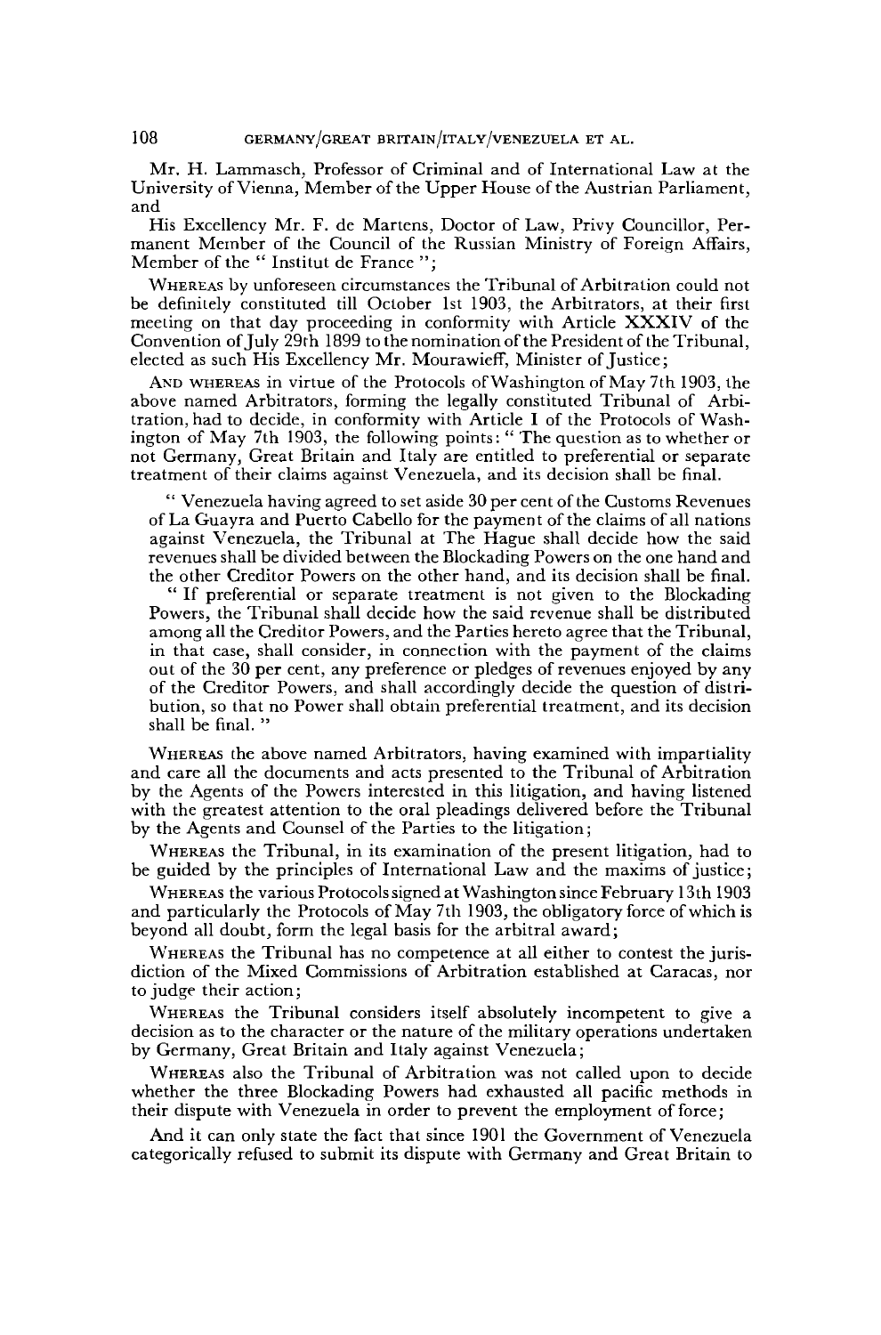Mr. H. Lammasch, Professor of Criminal and of International Law at the University of Vienna, Member of the Upper House of the Austrian Parliament, and

His Excellency Mr. F. de Martens, Doctor of Law, Privy Councillor, Permanent Member of the Council of the Russian Ministry of Foreign Affairs, Member of the " Institut de France ";

WHEREAS by unforeseen circumstances the Tribunal of Arbitration could not be definitely constituted till October 1st 1903, the Arbitrators, at their first meeting on that day proceeding in conformity with Article XXXIV of the Convention of July 29th 1899 to the nomination of the President of the Tribunal, elected as such His Excellency Mr. Mourawieff, Minister of Justice;

AND WHEREAS in virtue of the Protocols of Washington of May 7th 1903, the above named Arbitrators, forming the legally constituted Tribunal of Arbitration, had to decide, in conformity with Article I of the Protocols of Washington of May 7th 1903, the following points: " The question as to whether or not Germany, Great Britain and Italy are entitled to preferential or separate treatment of their claims against Venezuela, and its decision shall be final.

" Venezuela having agreed to set aside 30 per cent of the Customs Revenues of La Guayra and Puerto Cabello for the payment of the claims of all nations against Venezuela, the Tribunal at The Hague shall decide how the said revenues shall be divided between the Blockading Powers on the one hand and the other Creditor Powers on the other hand, and its decision shall be final.

" If preferential or separate treatment is not given to the Blockading Powers, the Tribunal shall decide how the said revenue shall be distributed among all the Creditor Powers, and the Parties hereto agree that the Tribunal, in that case, shall consider, in connection with the payment of the claims out of the 30 per cent, any preference or pledges of revenues enjoyed by any of the Creditor Powers, and shall accordingly decide the question of distribution, so that no Power shall obtain preferential treatment, and its decision shall be final. "

WHEREAS the above named Arbitrators, having examined with impartiality and care all the documents and acts presented to the Tribunal of Arbitration by the Agents of the Powers interested in this litigation, and having listened with the greatest attention to the oral pleadings delivered before the Tribunal by the Agents and Counsel of the Parties to the litigation;

WHEREAS the Tribunal, in its examination of the present litigation, had to be guided by the principles of International Law and the maxims of justice;

WHEREAS the various Protocols signed at Washington since February 13th 1903 and particularly the Protocols of May 7th 1903, the obligatory force of which is beyond all doubt, form the legal basis for the arbitral award;

WHEREAS the Tribunal has no competence at all either to contest the jurisdiction of the Mixed Commissions of Arbitration established at Caracas, nor to judge their action;

WHEREAS the Tribunal considers itself absolutely incompetent to give a decision as to the character or the nature of the military operations undertaken by Germany, Great Britain and Italy against Venezuela;

WHEREAS also the Tribunal of Arbitration was not called upon to decide whether the three Blockading Powers had exhausted all pacific methods in their dispute with Venezuela in order to prevent the employment of force;

And it can only state the fact that since 1901 the Government of Venezuela categorically refused to submit its dispute with Germany and Great Britain to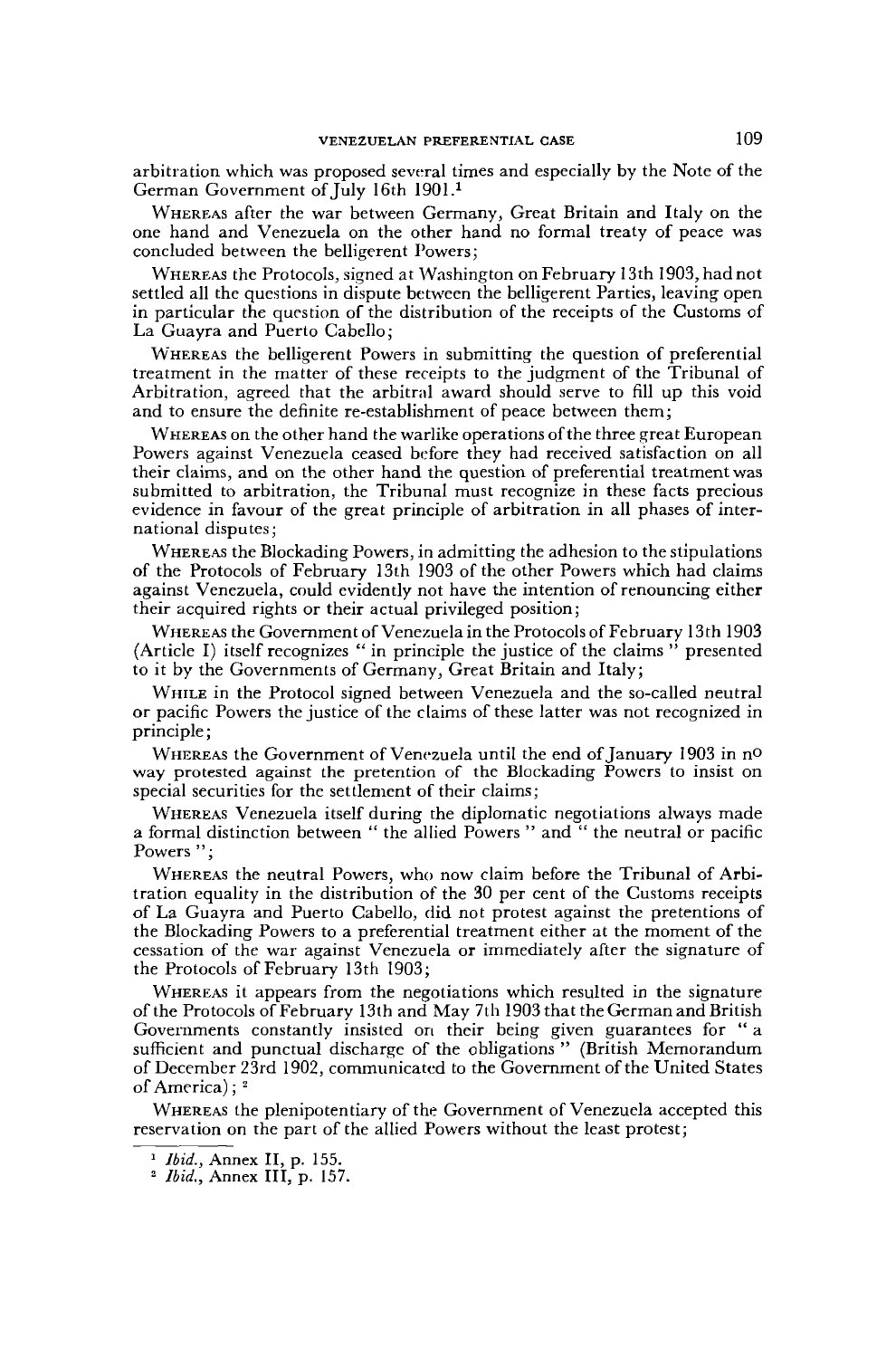arbitration which was proposed several times and especially by the Note of the German Government of July 16th 1901.[1]

WHEREAS after the war between Germany, Great Britain and Italy on the one hand and Venezuela on the other hand no formal treaty of peace was concluded between the belligerent Powers;

WHEREAS the Protocols, signed at Washington on February 13th 1903, had not settled all the questions in dispute between the belligerent Parties, leaving open in particular the question of the distribution of the receipts of the Customs of La Guayra and Puerto Cabello;

WHEREAS the belligerent Powers in submitting the question of preferential treatment in the matter of these receipts to the judgment of the Tribunal of Arbitration, agreed that the arbitral award should serve to fill up this void and to ensure the definite re-establishment of peace between them;

WHEREAS on the other hand the warlike operations of the three great European Powers against Venezuela ceased before they had received satisfaction on all their claims, and on the other hand the question of preferential treatment was submitted to arbitration, the Tribunal must recognize in these facts precious evidence in favour of the great principle of arbitration in all phases of international disputes;

WHEREAS the Blockading Powers, in admitting the adhesion to the stipulations of the Protocols of February 13th 1903 of the other Powers which had claims against Venezuela, could evidently not have the intention of renouncing either their acquired rights or their actual privileged position;

WHEREAS the Government of Venezuela in the Protocols of February 13th 1903 (Article I) itself recognizes " in principle the justice of the claims " presented to it by the Governments of Germany, Great Britain and Italy;

WHILE in the Protocol signed between Venezuela and the so-called neutral or pacific Powers the justice of the claims of these latter was not recognized in principle;

WHEREAS the Government of Venezuela until the end of January 1903 in no way protested against the pretention of the Blockading Powers to insist on special securities for the settlement of their claims;

WHEREAS Venezuela itself during the diplomatic negotiations always made a formal distinction between " the allied Powers " and " the neutral or pacific Powers ";

WHEREAS the neutral Powers, who now claim before the Tribunal of Arbitration equality in the distribution of the 30 per cent of the Customs receipts of La Guayra and Puerto Cabello, did not protest against the pretentions of the Blockading Powers to a preferential treatment either at the moment of the cessation of the war against Venezuela or immediately after the signature of the Protocols of February 13th 1903;

WHEREAS it appears from the negotiations which resulted in the signature of the Protocols of February 13th and May 7th 1903 that the German and British Governments constantly insisted on their being given guarantees for " a sufficient and punctual discharge of the obligations " (British Memorandum of December 23rd 1902, communicated to the Government of the United States of America); [2]

WHEREAS the plenipotentiary of the Government of Venezuela accepted this reservation on the part of the allied Powers without the least protest;

[1] *Ibid.*, Annex II, p. 155.

[2] *Ibid.*, Annex III, p. 157.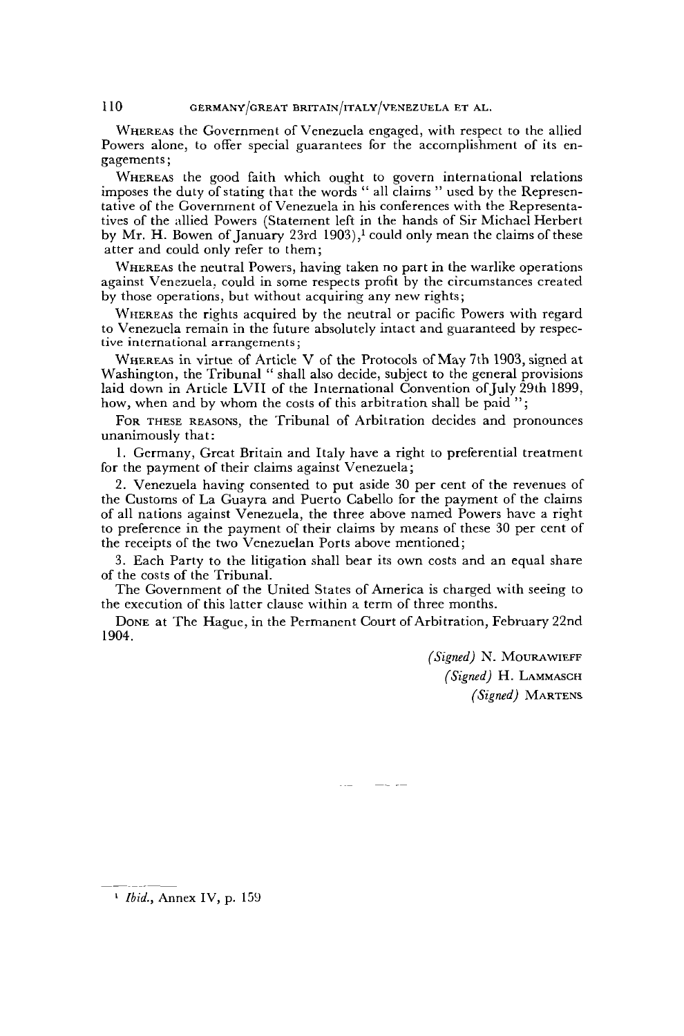WHEREAS the Government of Venezuela engaged, with respect to the allied Powers alone, to offer special guarantees for the accomplishment of its engagements;

WHEREAS the good faith which ought to govern international relations imposes the duty of stating that the words " all claims " used by the Representative of the Government of Venezuela in his conferences with the Representatives of the allied Powers (Statement left in the hands of Sir Michael Herbert by Mr. H. Bowen of January 23rd 1903),[1] could only mean the claims of these atter and could only refer to them;

WHEREAS the neutral Powers, having taken no part in the warlike operations against Venezuela, could in some respects profit by the circumstances created by those operations, but without acquiring any new rights;

WHEREAS the rights acquired by the neutral or pacific Powers with regard to Venezuela remain in the future absolutely intact and guaranteed by respective international arrangements;

WHEREAS in virtue of Article V of the Protocols of May 7th 1903, signed at Washington, the Tribunal " shall also decide, subject to the general provisions laid down in Article LVII of the International Convention of July 29th 1899, how, when and by whom the costs of this arbitration shall be paid ";

FOR THESE REASONS, the Tribunal of Arbitration decides and pronounces unanimously that:

1. Germany, Great Britain and Italy have a right to preferential treatment for the payment of their claims against Venezuela;

2. Venezuela having consented to put aside 30 per cent of the revenues of the Customs of La Guayra and Puerto Cabello for the payment of the claims of all nations against Venezuela, the three above named Powers have a right to preference in the payment of their claims by means of these 30 per cent of the receipts of the two Venezuelan Ports above mentioned;

3. Each Party to the litigation shall bear its own costs and an equal share of the costs of the Tribunal.

The Government of the United States of America is charged with seeing to the execution of this latter clause within a term of three months.

DONE at The Hague, in the Permanent Court of Arbitration, February 22nd 1904.

*(Signed)* N. MOURAWIEFF

*(Signed)* H. LAMMASCH

*(Signed)* MARTENS

---

[1] *Ibid.*, Annex IV, p. 159